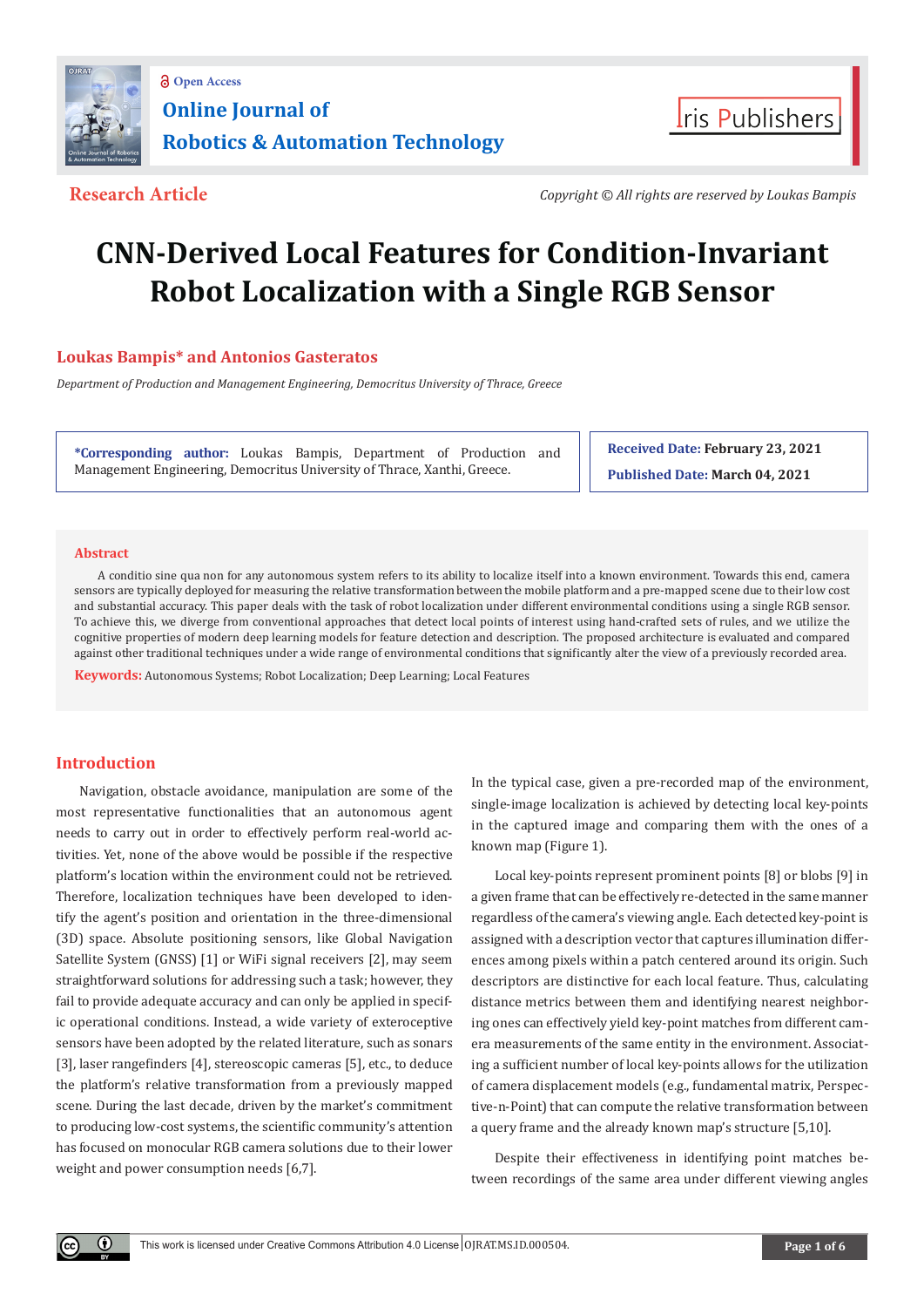Research Article

Copyright © All rights are reserved by Loukas Bampis

# CNN-Derived Local Features for Condition-Invariant Robot Localization with a Single RGB Sensor

**Loukas Bampis* and Antonios Gasteratos**

*Department of Production and Management Engineering, Democritus University of Thrace, Greece*

***Corresponding author:** Loukas Bampis, Department of Production and Management Engineering, Democritus University of Thrace, Xanthi, Greece.

**Received Date:** February 23, 2021

**Published Date:** March 04, 2021

## Abstract

A conditio sine qua non for any autonomous system refers to its ability to localize itself into a known environment. Towards this end, camera sensors are typically deployed for measuring the relative transformation between the mobile platform and a pre-mapped scene due to their low cost and substantial accuracy. This paper deals with the task of robot localization under different environmental conditions using a single RGB sensor. To achieve this, we diverge from conventional approaches that detect local points of interest using hand-crafted sets of rules, and we utilize the cognitive properties of modern deep learning models for feature detection and description. The proposed architecture is evaluated and compared against other traditional techniques under a wide range of environmental conditions that significantly alter the view of a previously recorded area.

**Keywords:** Autonomous Systems; Robot Localization; Deep Learning; Local Features

## Introduction

Navigation, obstacle avoidance, manipulation are some of the most representative functionalities that an autonomous agent needs to carry out in order to effectively perform real-world activities. Yet, none of the above would be possible if the respective platform's location within the environment could not be retrieved. Therefore, localization techniques have been developed to identify the agent's position and orientation in the three-dimensional (3D) space. Absolute positioning sensors, like Global Navigation Satellite System (GNSS) [1] or WiFi signal receivers [2], may seem straightforward solutions for addressing such a task; however, they fail to provide adequate accuracy and can only be applied in specific operational conditions. Instead, a wide variety of exteroceptive sensors have been adopted by the related literature, such as sonars [3], laser rangefinders [4], stereoscopic cameras [5], etc., to deduce the platform's relative transformation from a previously mapped scene. During the last decade, driven by the market's commitment to producing low-cost systems, the scientific community's attention has focused on monocular RGB camera solutions due to their lower weight and power consumption needs [6,7].

In the typical case, given a pre-recorded map of the environment, single-image localization is achieved by detecting local key-points in the captured image and comparing them with the ones of a known map (Figure 1).

Local key-points represent prominent points [8] or blobs [9] in a given frame that can be effectively re-detected in the same manner regardless of the camera's viewing angle. Each detected key-point is assigned with a description vector that captures illumination differences among pixels within a patch centered around its origin. Such descriptors are distinctive for each local feature. Thus, calculating distance metrics between them and identifying nearest neighboring ones can effectively yield key-point matches from different camera measurements of the same entity in the environment. Associating a sufficient number of local key-points allows for the utilization of camera displacement models (e.g., fundamental matrix, Perspective-n-Point) that can compute the relative transformation between a query frame and the already known map's structure [5,10].

Despite their effectiveness in identifying point matches between recordings of the same area under different viewing angles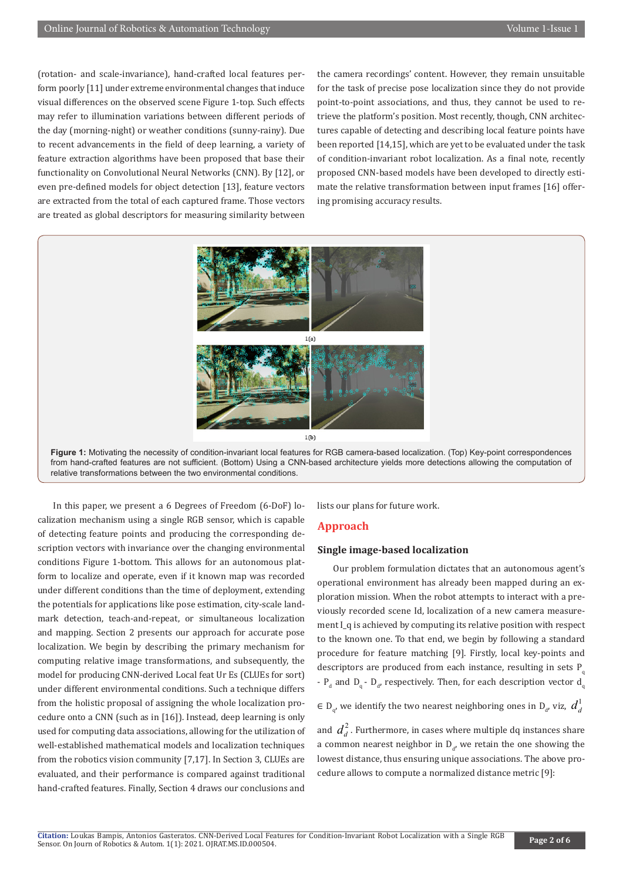(rotation- and scale-invariance), hand-crafted local features perform poorly [11] under extreme environmental changes that induce visual differences on the observed scene Figure 1-top. Such effects may refer to illumination variations between different periods of the day (morning-night) or weather conditions (sunny-rainy). Due to recent advancements in the field of deep learning, a variety of feature extraction algorithms have been proposed that base their functionality on Convolutional Neural Networks (CNN). By [12], or even pre-defined models for object detection [13], feature vectors are extracted from the total of each captured frame. Those vectors are treated as global descriptors for measuring similarity between the camera recordings' content. However, they remain unsuitable for the task of precise pose localization since they do not provide point-to-point associations, and thus, they cannot be used to retrieve the platform's position. Most recently, though, CNN architectures capable of detecting and describing local feature points have been reported [14,15], which are yet to be evaluated under the task of condition-invariant robot localization. As a final note, recently proposed CNN-based models have been developed to directly estimate the relative transformation between input frames [16] offering promising accuracy results.

1(a)

1(b)

**Figure 1:** Motivating the necessity of condition-invariant local features for RGB camera-based localization. (Top) Key-point correspondences from hand-crafted features are not sufficient. (Bottom) Using a CNN-based architecture yields more detections allowing the computation of relative transformations between the two environmental conditions.

In this paper, we present a 6 Degrees of Freedom (6-DoF) localization mechanism using a single RGB sensor, which is capable of detecting feature points and producing the corresponding description vectors with invariance over the changing environmental conditions Figure 1-bottom. This allows for an autonomous platform to localize and operate, even if it known map was recorded under different conditions than the time of deployment, extending the potentials for applications like pose estimation, city-scale landmark detection, teach-and-repeat, or simultaneous localization and mapping. Section 2 presents our approach for accurate pose localization. We begin by describing the primary mechanism for computing relative image transformations, and subsequently, the model for producing CNN-derived Local feat Ur Es (CLUEs for sort) under different environmental conditions. Such a technique differs from the holistic proposal of assigning the whole localization procedure onto a CNN (such as in [16]). Instead, deep learning is only used for computing data associations, allowing for the utilization of well-established mathematical models and localization techniques from the robotics vision community [7,17]. In Section 3, CLUEs are evaluated, and their performance is compared against traditional hand-crafted features. Finally, Section 4 draws our conclusions and lists our plans for future work.

## Approach

### Single image-based localization

Our problem formulation dictates that an autonomous agent's operational environment has already been mapped during an exploration mission. When the robot attempts to interact with a previously recorded scene Id, localization of a new camera measurement I_q is achieved by computing its relative position with respect to the known one. To that end, we begin by following a standard procedure for feature matching [9]. Firstly, local key-points and descriptors are produced from each instance, resulting in sets $P_q$ - $P_d$ and $D_q$ - $D_d$, respectively. Then, for each description vector $d_q \in D_q$, we identify the two nearest neighboring ones in $D_d$, viz, $d_d^1$ and $d_d^2$. Furthermore, in cases where multiple dq instances share a common nearest neighbor in $D_d$, we retain the one showing the lowest distance, thus ensuring unique associations. The above procedure allows to compute a normalized distance metric [9]: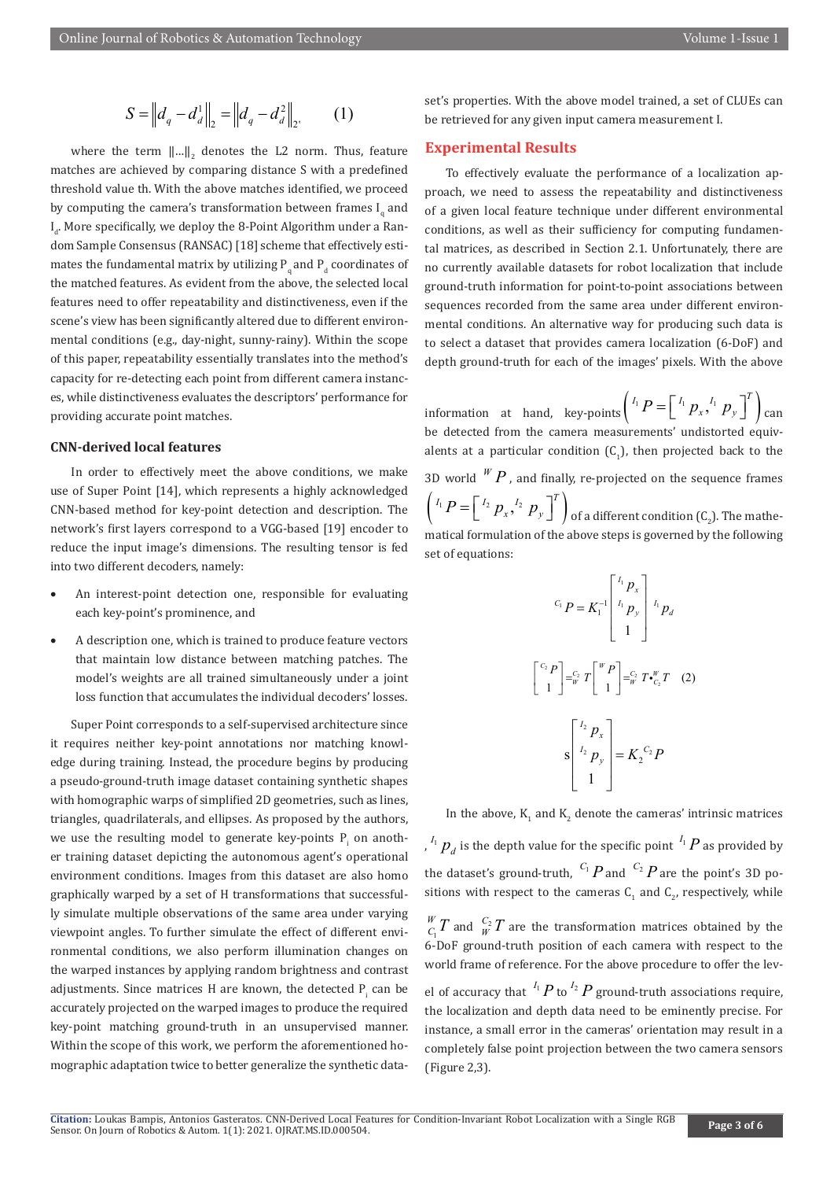$$S = \left\| d_q - d_d^1 \right\|_2 = \left\| d_q - d_d^2 \right\|_2, \qquad (1)$$

where the term $\|...\|_2$ denotes the L2 norm. Thus, feature matches are achieved by comparing distance S with a predefined threshold value th. With the above matches identified, we proceed by computing the camera's transformation between frames $I_q$ and $I_d$. More specifically, we deploy the 8-Point Algorithm under a Random Sample Consensus (RANSAC) [18] scheme that effectively estimates the fundamental matrix by utilizing $P_q$ and $P_d$ coordinates of the matched features. As evident from the above, the selected local features need to offer repeatability and distinctiveness, even if the scene's view has been significantly altered due to different environmental conditions (e.g., day-night, sunny-rainy). Within the scope of this paper, repeatability essentially translates into the method's capacity for re-detecting each point from different camera instances, while distinctiveness evaluates the descriptors' performance for providing accurate point matches.

### CNN-derived local features

In order to effectively meet the above conditions, we make use of Super Point [14], which represents a highly acknowledged CNN-based method for key-point detection and description. The network's first layers correspond to a VGG-based [19] encoder to reduce the input image's dimensions. The resulting tensor is fed into two different decoders, namely:

- An interest-point detection one, responsible for evaluating each key-point's prominence, and
- A description one, which is trained to produce feature vectors that maintain low distance between matching patches. The model's weights are all trained simultaneously under a joint loss function that accumulates the individual decoders' losses.

Super Point corresponds to a self-supervised architecture since it requires neither key-point annotations nor matching knowledge during training. Instead, the procedure begins by producing a pseudo-ground-truth image dataset containing synthetic shapes with homographic warps of simplified 2D geometries, such as lines, triangles, quadrilaterals, and ellipses. As proposed by the authors, we use the resulting model to generate key-points $P_i$ on another training dataset depicting the autonomous agent's operational environment conditions. Images from this dataset are also homo graphically warped by a set of H transformations that successfully simulate multiple observations of the same area under varying viewpoint angles. To further simulate the effect of different environmental conditions, we also perform illumination changes on the warped instances by applying random brightness and contrast adjustments. Since matrices H are known, the detected $P_i$ can be accurately projected on the warped images to produce the required key-point matching ground-truth in an unsupervised manner. Within the scope of this work, we perform the aforementioned homographic adaptation twice to better generalize the synthetic dataset's properties. With the above model trained, a set of CLUEs can be retrieved for any given input camera measurement I.

## Experimental Results

To effectively evaluate the performance of a localization approach, we need to assess the repeatability and distinctiveness of a given local feature technique under different environmental conditions, as well as their sufficiency for computing fundamental matrices, as described in Section 2.1. Unfortunately, there are no currently available datasets for robot localization that include ground-truth information for point-to-point associations between sequences recorded from the same area under different environmental conditions. An alternative way for producing such data is to select a dataset that provides camera localization (6-DoF) and depth ground-truth for each of the images' pixels. With the above information at hand, key-points $\left( {}^{I_1}P = \left[ {}^{I_1}p_x, {}^{I_1}p_y \right]^T \right)$ can be detected from the camera measurements' undistorted equivalents at a particular condition ($C_1$), then projected back to the 3D world ${}^{W}P$, and finally, re-projected on the sequence frames $\left( {}^{I_1}P = \left[ {}^{I_2}p_x, {}^{I_2}p_y \right]^T \right)$ of a different condition ($C_2$). The mathematical formulation of the above steps is governed by the following set of equations:

$$
\begin{gathered}
{}^{C_1}P = K_1^{-1} \begin{bmatrix} {}^{I_1}p_x \\ {}^{I_1}p_y \\ 1 \end{bmatrix} {}^{I_1}p_d \\
\begin{bmatrix} {}^{C_2}P \\ 1 \end{bmatrix} = {}^{C_2}_{W}T \begin{bmatrix} {}^{W}P \\ 1 \end{bmatrix} = {}^{C_2}_{W}T \cdot {}^{W}_{C_2}T \qquad (2) \\
s \begin{bmatrix} {}^{I_2}p_x \\ {}^{I_2}p_y \\ 1 \end{bmatrix} = K_2 \, {}^{C_2}P
\end{gathered}
$$

In the above, $K_1$ and $K_2$ denote the cameras' intrinsic matrices, ${}^{I_1}p_d$ is the depth value for the specific point ${}^{I_1}P$ as provided by the dataset's ground-truth, ${}^{C_1}P$ and ${}^{C_2}P$ are the point's 3D positions with respect to the cameras $C_1$ and $C_2$, respectively, while ${}^{W}_{C_1}T$ and ${}^{C_2}_{W}T$ are the transformation matrices obtained by the 6-DoF ground-truth position of each camera with respect to the world frame of reference. For the above procedure to offer the level of accuracy that ${}^{I_1}P$ to ${}^{I_2}P$ ground-truth associations require, the localization and depth data need to be eminently precise. For instance, a small error in the cameras' orientation may result in a completely false point projection between the two camera sensors (Figure 2,3).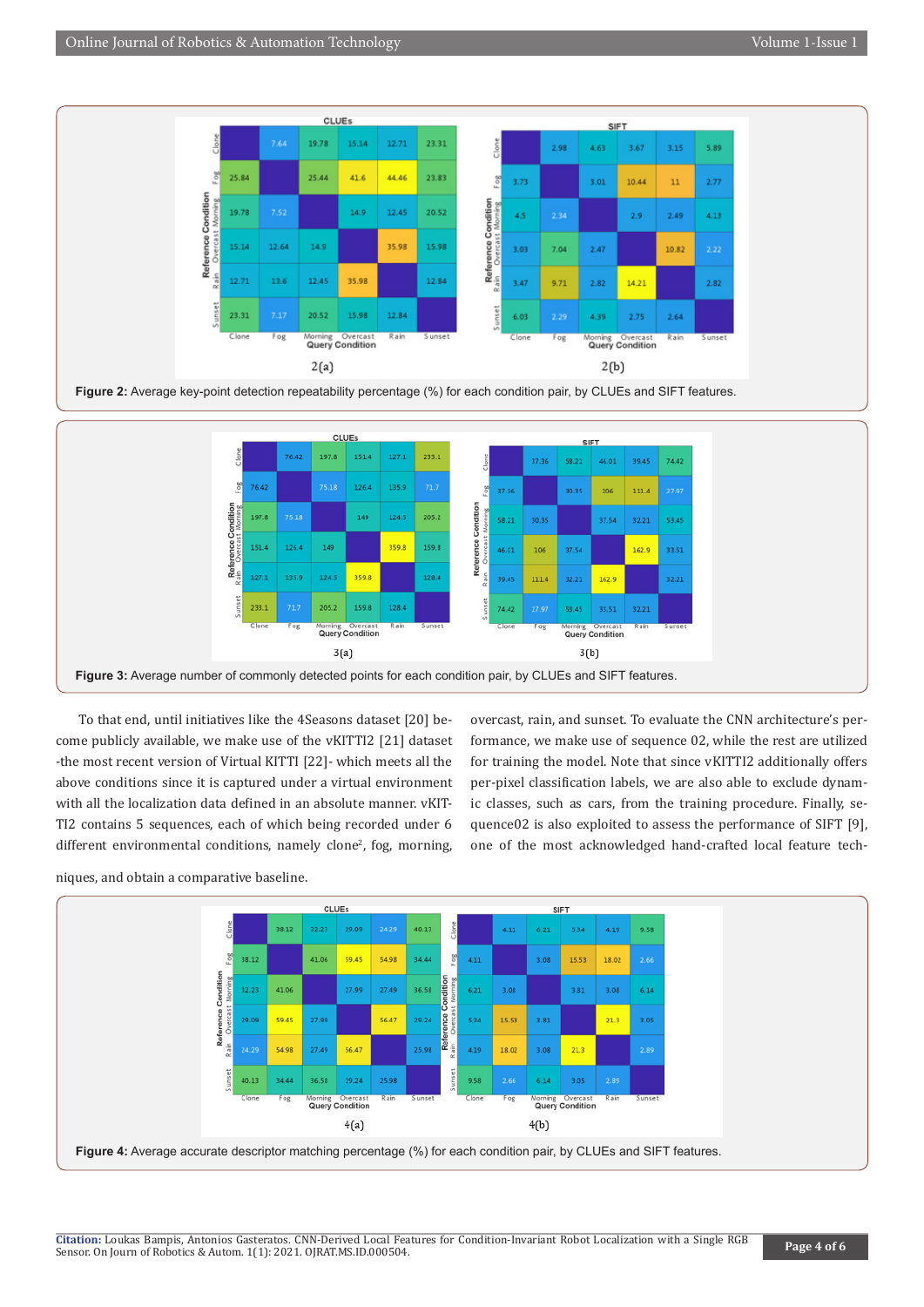**Figure 2:** Average key-point detection repeatability percentage (%) for each condition pair, by CLUEs and SIFT features.

**Figure 3:** Average number of commonly detected points for each condition pair, by CLUEs and SIFT features.

To that end, until initiatives like the 4Seasons dataset [20] become publicly available, we make use of the vKITTI2 [21] dataset -the most recent version of Virtual KITTI [22]- which meets all the above conditions since it is captured under a virtual environment with all the localization data defined in an absolute manner. vKITTI2 contains 5 sequences, each of which being recorded under 6 different environmental conditions, namely clone[2], fog, morning, overcast, rain, and sunset. To evaluate the CNN architecture's performance, we make use of sequence 02, while the rest are utilized for training the model. Note that since vKITTI2 additionally offers per-pixel classification labels, we are also able to exclude dynamic classes, such as cars, from the training procedure. Finally, sequence02 is also exploited to assess the performance of SIFT [9], one of the most acknowledged hand-crafted local feature techniques, and obtain a comparative baseline.

**Figure 4:** Average accurate descriptor matching percentage (%) for each condition pair, by CLUEs and SIFT features.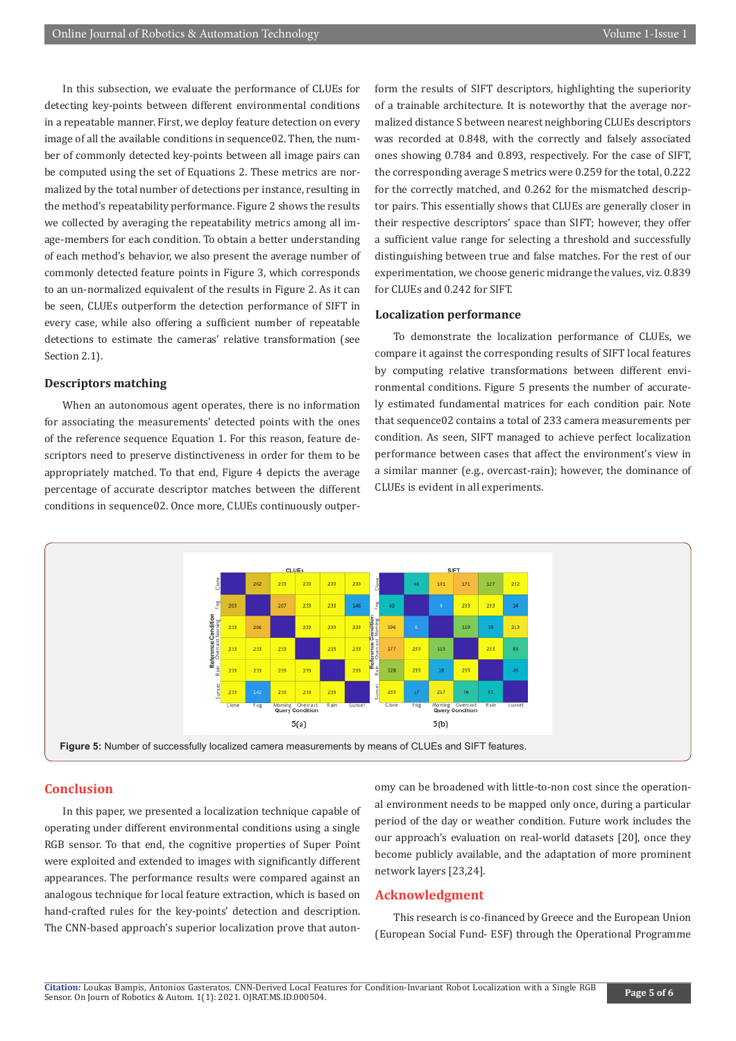In this subsection, we evaluate the performance of CLUEs for detecting key-points between different environmental conditions in a repeatable manner. First, we deploy feature detection on every image of all the available conditions in sequence02. Then, the number of commonly detected key-points between all image pairs can be computed using the set of Equations 2. These metrics are normalized by the total number of detections per instance, resulting in the method's repeatability performance. Figure 2 shows the results we collected by averaging the repeatability metrics among all image-members for each condition. To obtain a better understanding of each method's behavior, we also present the average number of commonly detected feature points in Figure 3, which corresponds to an un-normalized equivalent of the results in Figure 2. As it can be seen, CLUEs outperform the detection performance of SIFT in every case, while also offering a sufficient number of repeatable detections to estimate the cameras' relative transformation (see Section 2.1).

## Descriptors matching

When an autonomous agent operates, there is no information for associating the measurements' detected points with the ones of the reference sequence Equation 1. For this reason, feature descriptors need to preserve distinctiveness in order for them to be appropriately matched. To that end, Figure 4 depicts the average percentage of accurate descriptor matches between the different conditions in sequence02. Once more, CLUEs continuously outperform the results of SIFT descriptors, highlighting the superiority of a trainable architecture. It is noteworthy that the average normalized distance S between nearest neighboring CLUEs descriptors was recorded at 0.848, with the correctly and falsely associated ones showing 0.784 and 0.893, respectively. For the case of SIFT, the corresponding average S metrics were 0.259 for the total, 0.222 for the correctly matched, and 0.262 for the mismatched descriptor pairs. This essentially shows that CLUEs are generally closer in their respective descriptors' space than SIFT; however, they offer a sufficient value range for selecting a threshold and successfully distinguishing between true and false matches. For the rest of our experimentation, we choose generic midrange the values, viz. 0.839 for CLUEs and 0.242 for SIFT.

## Localization performance

To demonstrate the localization performance of CLUEs, we compare it against the corresponding results of SIFT local features by computing relative transformations between different environmental conditions. Figure 5 presents the number of accurately estimated fundamental matrices for each condition pair. Note that sequence02 contains a total of 233 camera measurements per condition. As seen, SIFT managed to achieve perfect localization performance between cases that affect the environment's view in a similar manner (e.g., overcast-rain); however, the dominance of CLUEs is evident in all experiments.

**5(a) CLUEs**

| Reference \ Query | Clone | Fog | Morning | Overcast | Rain | Sunset |
|---|---|---|---|---|---|---|
| Clone | | 202 | 233 | 233 | 233 | 233 |
| Fog | 203 | | 207 | 233 | 233 | 146 |
| Morning | 233 | 206 | | 233 | 233 | 233 |
| Overcast | 233 | 233 | 233 | | 233 | 233 |
| Rain | 233 | 233 | 233 | 233 | | 233 |
| Sunset | 233 | 142 | 233 | 233 | 233 | |

**5(b) SIFT**

| Reference \ Query | Clone | Fog | Morning | Overcast | Rain | Sunset |
|---|---|---|---|---|---|---|
| Clone | | 66 | 191 | 171 | 127 | 232 |
| Fog | 60 | | 4 | 233 | 233 | 14 |
| Morning | 196 | 6 | | 119 | 38 | 213 |
| Overcast | 177 | 233 | 115 | | 233 | 83 |
| Rain | 128 | 233 | 28 | 233 | | 45 |
| Sunset | 233 | 17 | 217 | 76 | 61 | |

**Figure 5:** Number of successfully localized camera measurements by means of CLUEs and SIFT features.

## Conclusion

In this paper, we presented a localization technique capable of operating under different environmental conditions using a single RGB sensor. To that end, the cognitive properties of Super Point were exploited and extended to images with significantly different appearances. The performance results were compared against an analogous technique for local feature extraction, which is based on hand-crafted rules for the key-points' detection and description. The CNN-based approach's superior localization prove that autonomy can be broadened with little-to-non cost since the operational environment needs to be mapped only once, during a particular period of the day or weather condition. Future work includes the our approach's evaluation on real-world datasets [20], once they become publicly available, and the adaptation of more prominent network layers [23,24].

## Acknowledgment

This research is co-financed by Greece and the European Union (European Social Fund- ESF) through the Operational Programme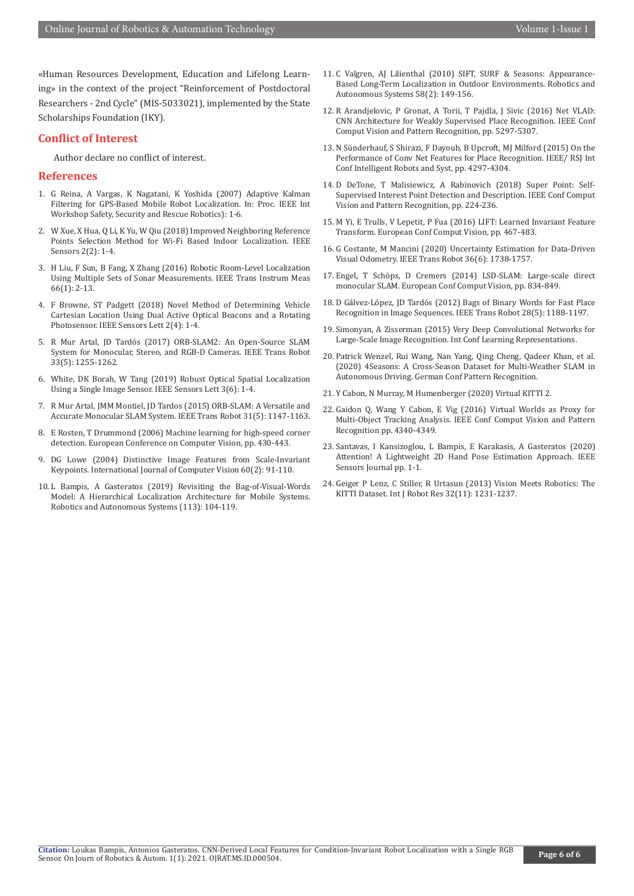«Human Resources Development, Education and Lifelong Learning» in the context of the project "Reinforcement of Postdoctoral Researchers - 2nd Cycle" (MIS-5033021), implemented by the State Scholarships Foundation (IKY).

## Conflict of Interest

Author declare no conflict of interest.

## References

1. G Reina, A Vargas, K Nagatani, K Yoshida (2007) Adaptive Kalman Filtering for GPS-Based Mobile Robot Localization. In: Proc. IEEE Int Workshop Safety, Security and Rescue Robotics): 1-6.
2. W Xue, X Hua, Q Li, K Yu, W Qiu (2018) Improved Neighboring Reference Points Selection Method for Wi-Fi Based Indoor Localization. IEEE Sensors 2(2): 1-4.
3. H Liu, F Sun, B Fang, X Zhang (2016) Robotic Room-Level Localization Using Multiple Sets of Sonar Measurements. IEEE Trans Instrum Meas 66(1): 2-13.
4. F Browne, ST Padgett (2018) Novel Method of Determining Vehicle Cartesian Location Using Dual Active Optical Beacons and a Rotating Photosensor. IEEE Sensors Lett 2(4): 1-4.
5. R Mur Artal, JD Tardós (2017) ORB-SLAM2: An Open-Source SLAM System for Monocular, Stereo, and RGB-D Cameras. IEEE Trans Robot 33(5): 1255-1262.
6. White, DK Borah, W Tang (2019) Robust Optical Spatial Localization Using a Single Image Sensor. IEEE Sensors Lett 3(6): 1-4.
7. R Mur Artal, JMM Montiel, JD Tardos (2015) ORB-SLAM: A Versatile and Accurate Monocular SLAM System. IEEE Trans Robot 31(5): 1147-1163.
8. E Rosten, T Drummond (2006) Machine learning for high-speed corner detection. European Conference on Computer Vision, pp. 430-443.
9. DG Lowe (2004) Distinctive Image Features from Scale-Invariant Keypoints. International Journal of Computer Vision 60(2): 91-110.
10. L Bampis, A Gasteratos (2019) Revisiting the Bag-of-Visual-Words Model: A Hierarchical Localization Architecture for Mobile Systems. Robotics and Autonomous Systems (113): 104-119.
11. C Valgren, AJ Lilienthal (2010) SIFT, SURF & Seasons: Appearance-Based Long-Term Localization in Outdoor Environments. Robotics and Autonomous Systems 58(2): 149-156.
12. R Arandjelovic, P Gronat, A Torii, T Pajdla, J Sivic (2016) Net VLAD: CNN Architecture for Weakly Supervised Place Recognition. IEEE Conf Comput Vision and Pattern Recognition, pp. 5297-5307.
13. N Sünderhauf, S Shirazi, F Dayoub, B Upcroft, MJ Milford (2015) On the Performance of Conv Net Features for Place Recognition. IEEE/ RSJ Int Conf Intelligent Robots and Syst, pp. 4297-4304.
14. D DeTone, T Malisiewicz, A Rabinovich (2018) Super Point: Self-Supervised Interest Point Detection and Description. IEEE Conf Comput Vision and Pattern Recognition, pp. 224-236.
15. M Yi, E Trulls, V Lepetit, P Fua (2016) LIFT: Learned Invariant Feature Transform. European Conf Comput Vision, pp. 467-483.
16. G Costante, M Mancini (2020) Uncertainty Estimation for Data-Driven Visual Odometry. IEEE Trans Robot 36(6): 1738-1757.
17. Engel, T Schöps, D Cremers (2014) LSD-SLAM: Large-scale direct monocular SLAM. European Conf Comput Vision, pp. 834-849.
18. D Gálvez-López, JD Tardós (2012) Bags of Binary Words for Fast Place Recognition in Image Sequences. IEEE Trans Robot 28(5): 1188-1197.
19. Simonyan, A Zisserman (2015) Very Deep Convolutional Networks for Large-Scale Image Recognition. Int Conf Learning Representations.
20. Patrick Wenzel, Rui Wang, Nan Yang, Qing Cheng, Qadeer Khan, et al. (2020) 4Seasons: A Cross-Season Dataset for Multi-Weather SLAM in Autonomous Driving. German Conf Pattern Recognition.
21. Y Cabon, N Murray, M Humenberger (2020) Virtual KITTI 2.
22. Gaidon Q, Wang Y Cabon, E Vig (2016) Virtual Worlds as Proxy for Multi-Object Tracking Analysis. IEEE Conf Comput Vision and Pattern Recognition pp. 4340-4349.
23. Santavas, I Kansizoglou, L Bampis, E Karakasis, A Gasteratos (2020) Attention! A Lightweight 2D Hand Pose Estimation Approach. IEEE Sensors Journal pp. 1-1.
24. Geiger P Lenz, C Stiller, R Urtasun (2013) Vision Meets Robotics: The KITTI Dataset. Int J Robot Res 32(11): 1231-1237.